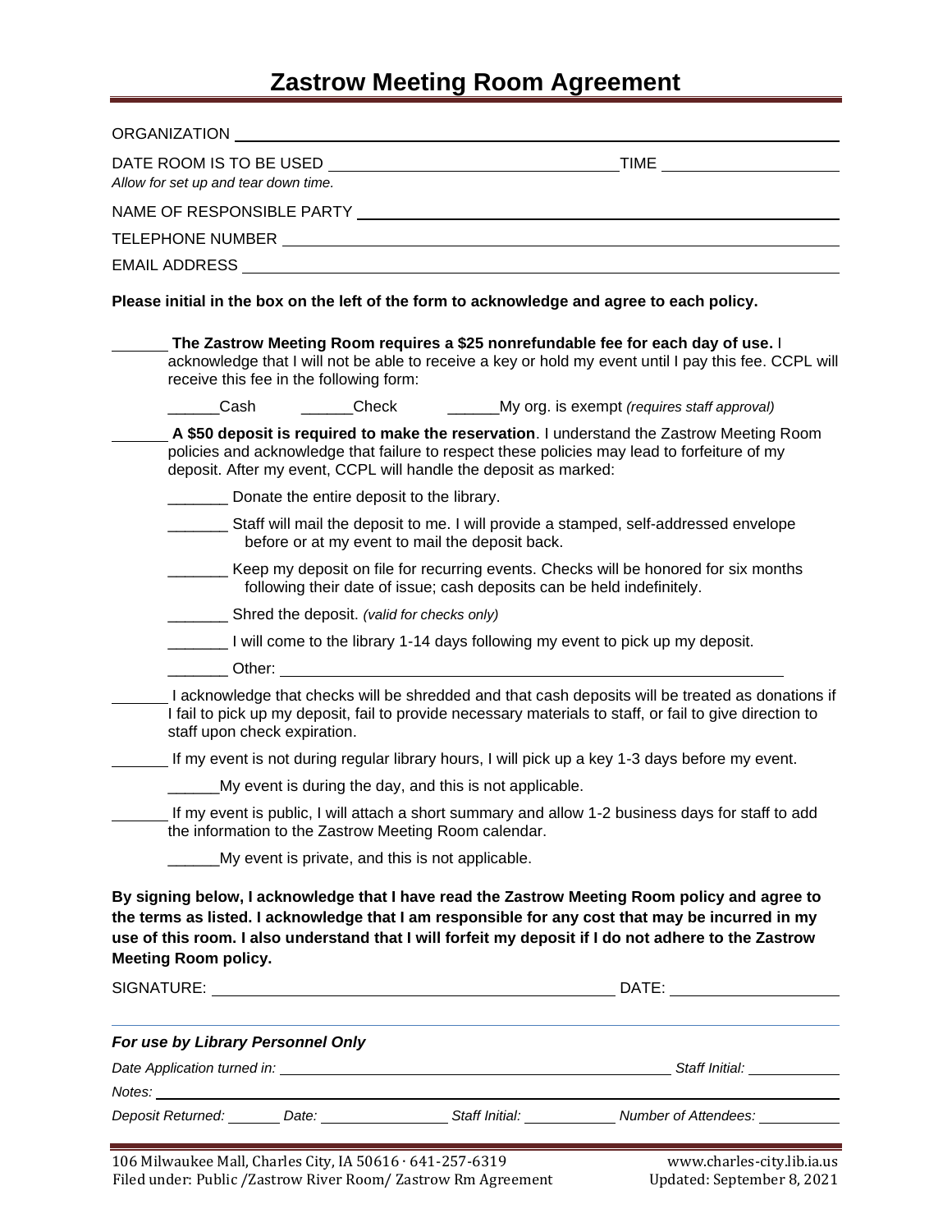# Zastrow Meeting Room Agreement

ORGANIZATION ____________________________________________

DATE ROOM IS TO BE USED ____________________ TIME ______________

*Allow for set up and tear down time.*

NAME OF RESPONSIBLE PARTY ____________________________________________

TELEPHONE NUMBER ____________________________________________

EMAIL ADDRESS ____________________________________________

**Please initial in the box on the left of the form to acknowledge and agree to each policy.**

______ **The Zastrow Meeting Room requires a $25 nonrefundable fee for each day of use.** I acknowledge that I will not be able to receive a key or hold my event until I pay this fee. CCPL will receive this fee in the following form:

______Cash ______Check ______My org. is exempt *(requires staff approval)*

______ **A $50 deposit is required to make the reservation**. I understand the Zastrow Meeting Room policies and acknowledge that failure to respect these policies may lead to forfeiture of my deposit. After my event, CCPL will handle the deposit as marked:

_______ Donate the entire deposit to the library.

_______ Staff will mail the deposit to me. I will provide a stamped, self-addressed envelope before or at my event to mail the deposit back.

_______ Keep my deposit on file for recurring events. Checks will be honored for six months following their date of issue; cash deposits can be held indefinitely.

_______ Shred the deposit. *(valid for checks only)*

_______ I will come to the library 1-14 days following my event to pick up my deposit.

_______ Other: ____________________________________________

______ I acknowledge that checks will be shredded and that cash deposits will be treated as donations if I fail to pick up my deposit, fail to provide necessary materials to staff, or fail to give direction to staff upon check expiration.

______ If my event is not during regular library hours, I will pick up a key 1-3 days before my event.

______My event is during the day, and this is not applicable.

______ If my event is public, I will attach a short summary and allow 1-2 business days for staff to add the information to the Zastrow Meeting Room calendar.

______My event is private, and this is not applicable.

**By signing below, I acknowledge that I have read the Zastrow Meeting Room policy and agree to the terms as listed. I acknowledge that I am responsible for any cost that may be incurred in my use of this room. I also understand that I will forfeit my deposit if I do not adhere to the Zastrow Meeting Room policy.**

SIGNATURE: ____________________________________ DATE: ______________

---

***For use by Library Personnel Only***

*Date Application turned in:* ____________________________ *Staff Initial:* __________

*Notes:* ____________________________________________

*Deposit Returned:* ______ *Date:* ____________ *Staff Initial:* __________ *Number of Attendees:* __________

106 Milwaukee Mall, Charles City, IA 50616 · 641-257-6319 www.charles-city.lib.ia.us

Filed under: Public /Zastrow River Room/ Zastrow Rm Agreement Updated: September 8, 2021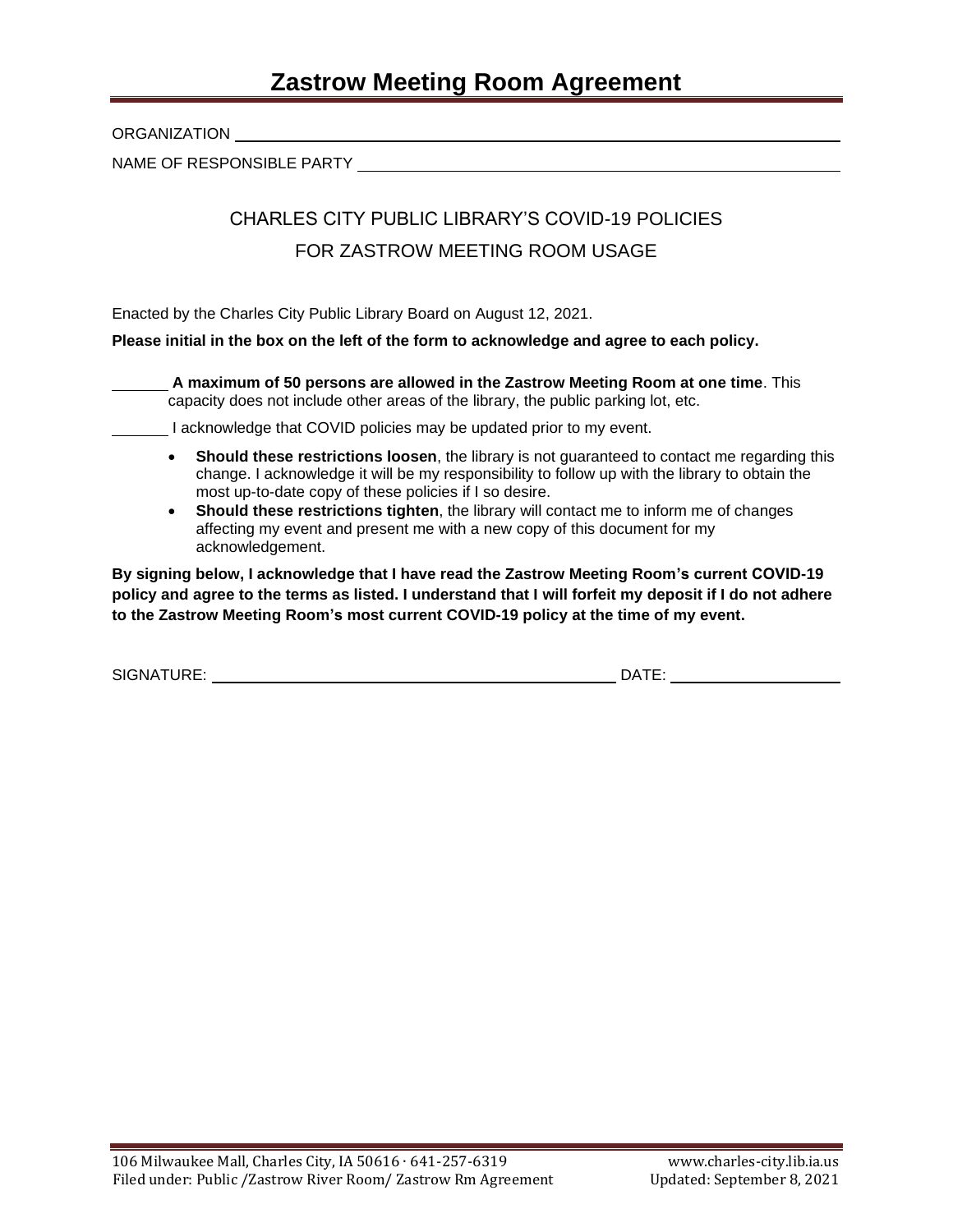# Zastrow Meeting Room Agreement

ORGANIZATION \_\_\_\_\_\_\_\_\_\_\_\_\_\_\_\_\_\_\_\_\_\_\_\_\_\_\_\_\_\_\_\_\_\_\_\_\_\_\_\_

NAME OF RESPONSIBLE PARTY \_\_\_\_\_\_\_\_\_\_\_\_\_\_\_\_\_\_\_\_\_\_\_\_\_\_\_\_\_\_\_\_\_\_\_\_\_\_\_\_

## CHARLES CITY PUBLIC LIBRARY'S COVID-19 POLICIES FOR ZASTROW MEETING ROOM USAGE

Enacted by the Charles City Public Library Board on August 12, 2021.

**Please initial in the box on the left of the form to acknowledge and agree to each policy.**

\_\_\_\_\_\_\_ **A maximum of 50 persons are allowed in the Zastrow Meeting Room at one time**. This capacity does not include other areas of the library, the public parking lot, etc.

\_\_\_\_\_\_\_ I acknowledge that COVID policies may be updated prior to my event.

- **Should these restrictions loosen**, the library is not guaranteed to contact me regarding this change. I acknowledge it will be my responsibility to follow up with the library to obtain the most up-to-date copy of these policies if I so desire.
- **Should these restrictions tighten**, the library will contact me to inform me of changes affecting my event and present me with a new copy of this document for my acknowledgement.

**By signing below, I acknowledge that I have read the Zastrow Meeting Room's current COVID-19 policy and agree to the terms as listed. I understand that I will forfeit my deposit if I do not adhere to the Zastrow Meeting Room's most current COVID-19 policy at the time of my event.**

SIGNATURE: \_\_\_\_\_\_\_\_\_\_\_\_\_\_\_\_\_\_\_\_\_\_\_\_\_\_\_\_\_\_\_\_\_\_\_\_\_\_\_\_ DATE: \_\_\_\_\_\_\_\_\_\_\_\_\_\_\_\_\_\_\_\_

106 Milwaukee Mall, Charles City, IA 50616 · 641-257-6319 www.charles-city.lib.ia.us
Filed under: Public /Zastrow River Room/ Zastrow Rm Agreement Updated: September 8, 2021